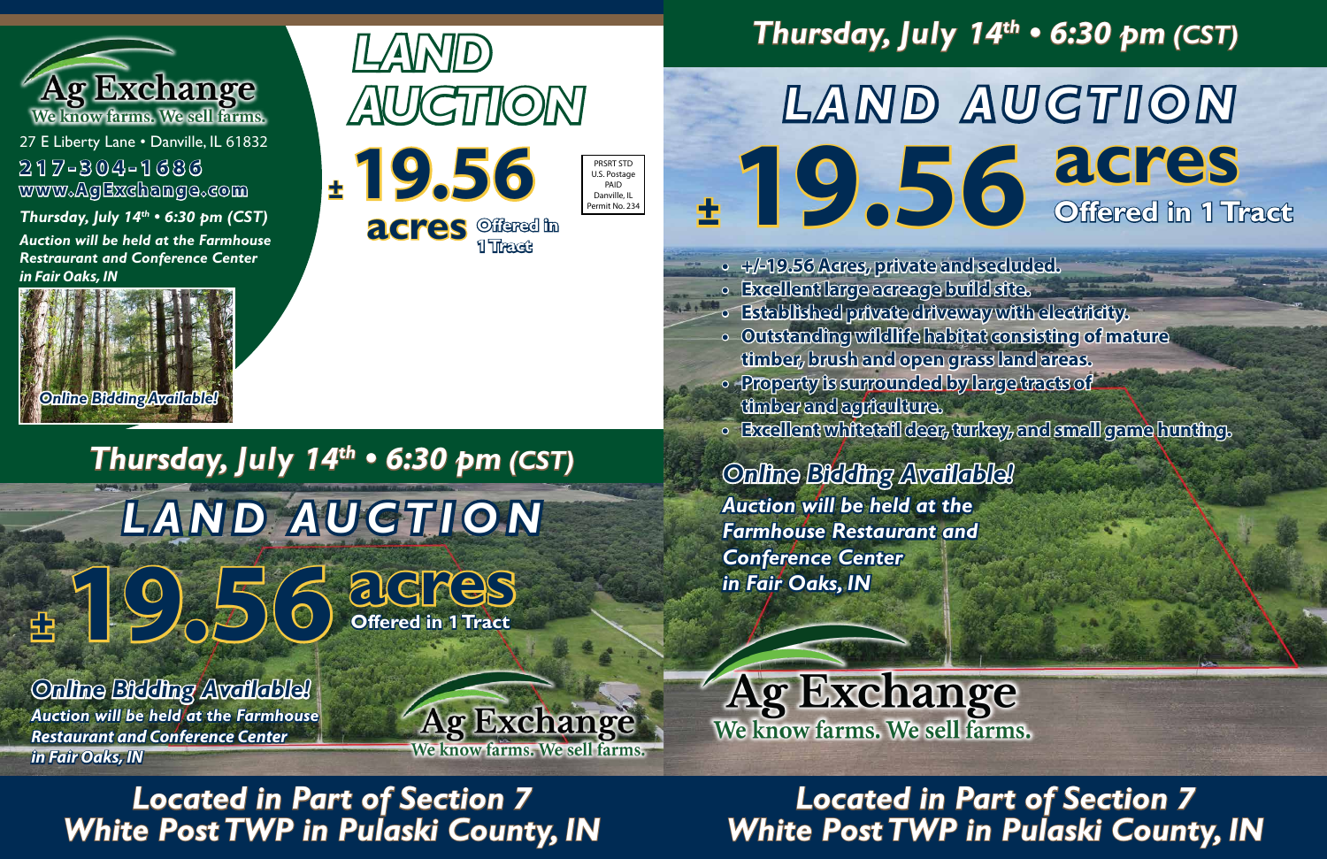# Ag Exchange

We know farms. We sell farms.

27 E Liberty Lane • Danville, IL 61832

**217-304-1686**

**www.AgExchange.com**

*Thursday, July 14th • 6:30 pm (CST)*

*Auction will be held at the Farmhouse Restaurant and Conference Center in Fair Oaks, IN*

*Online Bidding Available!*

# LAND AUCTION

**± 19.56 acres** Offered in 1 Tract

PRSRT STD
U.S. Postage
PAID
Danville, IL
Permit No. 234

*Thursday, July 14th • 6:30 pm (CST)*

# LAND AUCTION

**± 19.56 acres**

**Offered in 1 Tract**

*Online Bidding Available!*

*Auction will be held at the Farmhouse Restaurant and Conference Center in Fair Oaks, IN*

Ag Exchange
We know farms. We sell farms.

*Located in Part of Section 7 White Post TWP in Pulaski County, IN*

*Thursday, July 14th • 6:30 pm (CST)*

# LAND AUCTION

**± 19.56 acres**

**Offered in 1 Tract**

- +/-19.56 Acres, private and secluded.
- Excellent large acreage build site.
- Established private driveway with electricity.
- Outstanding wildlife habitat consisting of mature timber, brush and open grass land areas.
- Property is surrounded by large tracts of timber and agriculture.
- Excellent whitetail deer, turkey, and small game hunting.

*Online Bidding Available!*

*Auction will be held at the Farmhouse Restaurant and Conference Center in Fair Oaks, IN*

Ag Exchange
We know farms. We sell farms.

*Located in Part of Section 7 White Post TWP in Pulaski County, IN*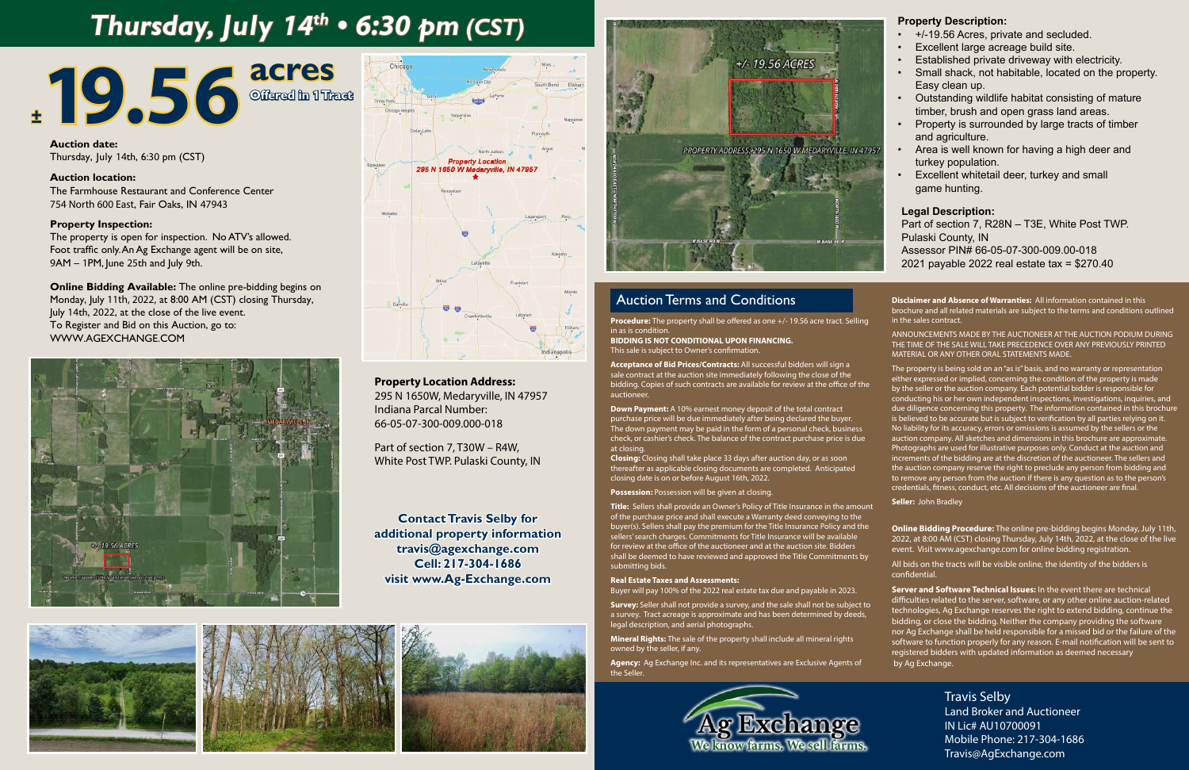# Thursday, July 14th • 6:30 pm (CST)

## ±19.56 acres

**Offered in 1 Tract**

**Auction date:**
Thursday, July 14th, 6:30 pm (CST)

**Auction location:**
The Farmhouse Restaurant and Conference Center
754 North 600 East, Fair Oaks, IN 47943

**Property Inspection:**
The property is open for inspection. No ATV's allowed. Foot traffic only. An Ag Exchange agent will be on site, 9AM – 1PM, June 25th and July 9th.

**Online Bidding Available:** The online pre-bidding begins on Monday, July 11th, 2022, at 8:00 AM (CST) closing Thursday, July 14th, 2022, at the close of the live event.
To Register and Bid on this Auction, go to:
WWW.AGEXCHANGE.COM

Property Location
295 N 1650 W Medaryville, IN 47957

+/- 19.56 ACRES

**Property Location Address:**
295 N 1650W, Medaryville, IN 47957
Indiana Parcal Number:
66-05-07-300-009.000-018

Part of section 7, T30W – R4W,
White Post TWP. Pulaski County, IN

**Contact Travis Selby for additional property information**
**travis@agexchange.com**
**Cell: 217-304-1686**
**visit www.Ag-Exchange.com**

+/- 19.56 ACRES

PROPERTY ADDRESS: 295 N 1650 W MEDARYVILLE, IN 47957

**Property Description:**

- +/-19.56 Acres, private and secluded.
- Excellent large acreage build site.
- Established private driveway with electricity.
- Small shack, not habitable, located on the property. Easy clean up.
- Outstanding wildlife habitat consisting of mature timber, brush and open grass land areas.
- Property is surrounded by large tracts of timber and agriculture.
- Area is well known for having a high deer and turkey population.
- Excellent whitetail deer, turkey and small game hunting.

**Legal Description:**
Part of section 7, R28N – T3E, White Post TWP.
Pulaski County, IN
Assessor PIN# 66-05-07-300-009.00-018
2021 payable 2022 real estate tax = $270.40

## Auction Terms and Conditions

**Procedure:** The property shall be offered as one +/- 19.56 acre tract. Selling in as is condition.
**BIDDING IS NOT CONDITIONAL UPON FINANCING.**
This sale is subject to Owner's confirmation.

**Acceptance of Bid Prices/Contracts:** All successful bidders will sign a sale contract at the auction site immediately following the close of the bidding. Copies of such contracts are available for review at the office of the auctioneer.

**Down Payment:** A 10% earnest money deposit of the contract purchase price will be due immediately after being declared the buyer. The down payment may be paid in the form of a personal check, business check, or cashier's check. The balance of the contract purchase price is due at closing.
**Closing:** Closing shall take place 33 days after auction day, or as soon thereafter as applicable closing documents are completed. Anticipated closing date is on or before August 16th, 2022.

**Possession:** Possession will be given at closing.

**Title:** Sellers shall provide an Owner's Policy of Title Insurance in the amount of the purchase price and shall execute a Warranty deed conveying to the buyer(s). Sellers shall pay the premium for the Title Insurance Policy and the sellers' search charges. Commitments for the Title Insurance will be available for review at the office of the auctioneer and at the auction site. Bidders shall be deemed to have reviewed and approved the Title Commitments by submitting bids.

**Real Estate Taxes and Assessments:**
Buyer will pay 100% of the 2022 real estate tax due and payable in 2023.

**Survey:** Seller shall not provide a survey, and the sale shall not be subject to a survey. Tract acreage is approximate and has been determined by deeds, legal description, and aerial photographs.

**Mineral Rights:** The sale of the property shall include all mineral rights owned by the seller, if any.

**Agency:** Ag Exchange Inc. and its representatives are Exclusive Agents of the Seller.

**Disclaimer and Absence of Warranties:** All information contained in this brochure and all related materials are subject to the terms and conditions outlined in the sales contract.

ANNOUNCEMENTS MADE BY THE AUCTIONEER AT THE AUCTION PODIUM DURING THE TIME OF THE SALE WILL TAKE PRECEDENCE OVER ANY PREVIOUSLY PRINTED MATERIAL OR ANY OTHER ORAL STATEMENTS MADE.

The property is being sold on an "as is" basis, and no warranty or representation either expressed or implied, concerning the condition of the property is made by the seller or the auction company. Each potential bidder is responsible for conducting his or her own independent inspections, investigations, inquiries, and due diligence concerning this property. The information contained in this brochure is believed to be accurate but is subject to verification by all parties relying on it. No liability for its accuracy, errors or omissions is assumed by the sellers or the auction company. All sketches and dimensions in this brochure are approximate. Photographs are used for illustrative purposes only. Conduct at the auction and increments of the bidding are at the discretion of the auctioneer. The sellers and the auction company reserve the right to preclude any person from bidding and to remove any person from the auction if there is any question as to the person's credentials, fitness, conduct, etc. All decisions of the auctioneer are final.

**Seller:** John Bradley

**Online Bidding Procedure:** The online pre-bidding begins Monday, July 11th, 2022, at 8:00 AM (CST) closing Thursday, July 14th, 2022, at the close of the live event. Visit www.agexchange.com for online bidding registration.

All bids on the tracts will be visible online, the identity of the bidders is confidential.

**Server and Software Technical Issues:** In the event there are technical difficulties related to the server, software, or any other online auction-related technologies, Ag Exchange reserves the right to extend bidding, continue the bidding, or close the bidding. Neither the company providing the software nor Ag Exchange shall be held responsible for a missed bid or the failure of the software to function properly for any reason. E-mail notification will be sent to registered bidders with updated information as deemed necessary by Ag Exchange.

Ag Exchange
We know farms. We sell farms.

Travis Selby
Land Broker and Auctioneer
IN Lic# AU10700091
Mobile Phone: 217-304-1686
Travis@AgExchange.com